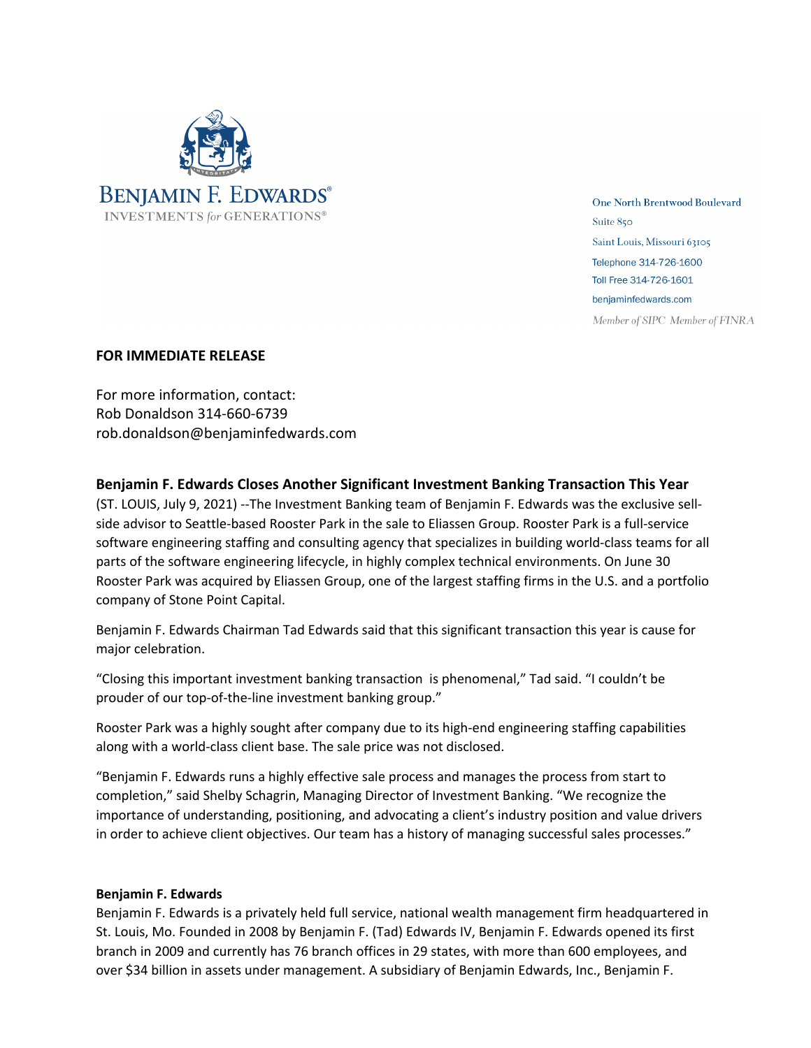BENJAMIN F. EDWARDS®
INVESTMENTS for GENERATIONS®

One North Brentwood Boulevard
Suite 850
Saint Louis, Missouri 63105
Telephone 314-726-1600
Toll Free 314-726-1601
benjaminfedwards.com
*Member of SIPC Member of FINRA*

**FOR IMMEDIATE RELEASE**

For more information, contact:
Rob Donaldson 314-660-6739
rob.donaldson@benjaminfedwards.com

## Benjamin F. Edwards Closes Another Significant Investment Banking Transaction This Year

(ST. LOUIS, July 9, 2021) --The Investment Banking team of Benjamin F. Edwards was the exclusive sell-side advisor to Seattle-based Rooster Park in the sale to Eliassen Group. Rooster Park is a full-service software engineering staffing and consulting agency that specializes in building world-class teams for all parts of the software engineering lifecycle, in highly complex technical environments. On June 30 Rooster Park was acquired by Eliassen Group, one of the largest staffing firms in the U.S. and a portfolio company of Stone Point Capital.

Benjamin F. Edwards Chairman Tad Edwards said that this significant transaction this year is cause for major celebration.

"Closing this important investment banking transaction is phenomenal," Tad said. "I couldn't be prouder of our top-of-the-line investment banking group."

Rooster Park was a highly sought after company due to its high-end engineering staffing capabilities along with a world-class client base. The sale price was not disclosed.

"Benjamin F. Edwards runs a highly effective sale process and manages the process from start to completion," said Shelby Schagrin, Managing Director of Investment Banking. "We recognize the importance of understanding, positioning, and advocating a client's industry position and value drivers in order to achieve client objectives. Our team has a history of managing successful sales processes."

**Benjamin F. Edwards**

Benjamin F. Edwards is a privately held full service, national wealth management firm headquartered in St. Louis, Mo. Founded in 2008 by Benjamin F. (Tad) Edwards IV, Benjamin F. Edwards opened its first branch in 2009 and currently has 76 branch offices in 29 states, with more than 600 employees, and over $34 billion in assets under management. A subsidiary of Benjamin Edwards, Inc., Benjamin F.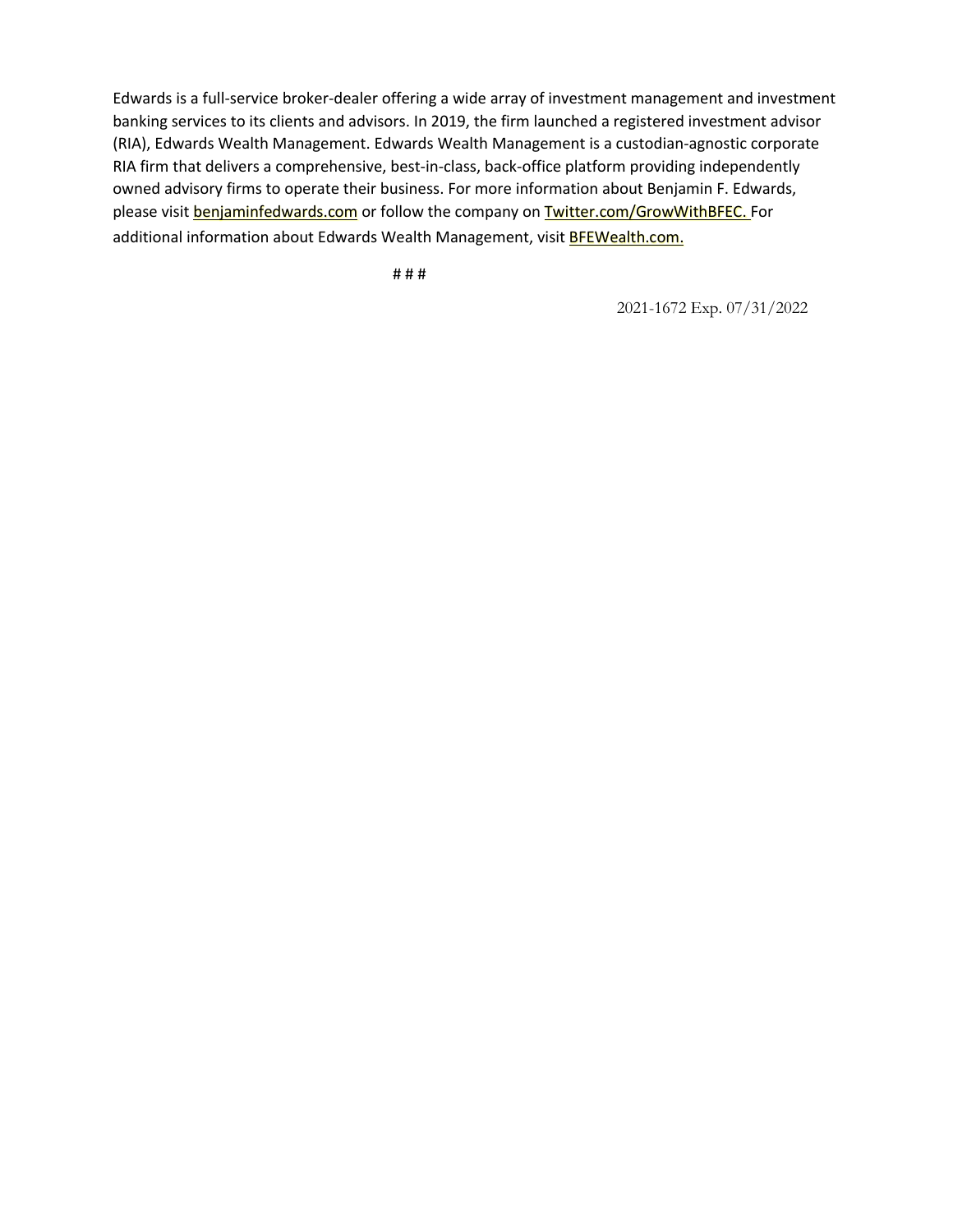Edwards is a full-service broker-dealer offering a wide array of investment management and investment banking services to its clients and advisors. In 2019, the firm launched a registered investment advisor (RIA), Edwards Wealth Management. Edwards Wealth Management is a custodian-agnostic corporate RIA firm that delivers a comprehensive, best-in-class, back-office platform providing independently owned advisory firms to operate their business. For more information about Benjamin F. Edwards, please visit benjaminfedwards.com or follow the company on Twitter.com/GrowWithBFEC. For additional information about Edwards Wealth Management, visit BFEWealth.com.

# # #

2021-1672 Exp. 07/31/2022